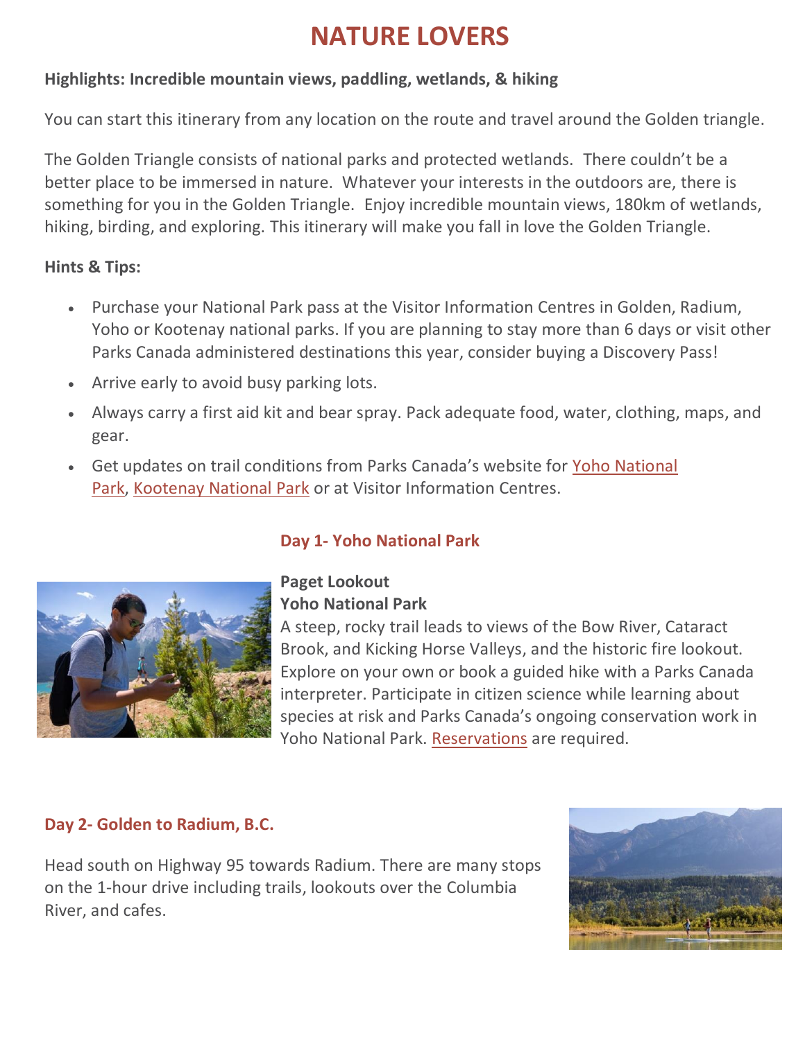# NATURE LOVERS

**Highlights: Incredible mountain views, paddling, wetlands, & hiking**

You can start this itinerary from any location on the route and travel around the Golden triangle.

The Golden Triangle consists of national parks and protected wetlands. There couldn't be a better place to be immersed in nature. Whatever your interests in the outdoors are, there is something for you in the Golden Triangle. Enjoy incredible mountain views, 180km of wetlands, hiking, birding, and exploring. This itinerary will make you fall in love the Golden Triangle.

**Hints & Tips:**

- Purchase your National Park pass at the Visitor Information Centres in Golden, Radium, Yoho or Kootenay national parks. If you are planning to stay more than 6 days or visit other Parks Canada administered destinations this year, consider buying a Discovery Pass!
- Arrive early to avoid busy parking lots.
- Always carry a first aid kit and bear spray. Pack adequate food, water, clothing, maps, and gear.
- Get updates on trail conditions from Parks Canada's website for Yoho National Park, Kootenay National Park or at Visitor Information Centres.

## Day 1- Yoho National Park

**Paget Lookout**
**Yoho National Park**
A steep, rocky trail leads to views of the Bow River, Cataract Brook, and Kicking Horse Valleys, and the historic fire lookout. Explore on your own or book a guided hike with a Parks Canada interpreter. Participate in citizen science while learning about species at risk and Parks Canada's ongoing conservation work in Yoho National Park. Reservations are required.

## Day 2- Golden to Radium, B.C.

Head south on Highway 95 towards Radium. There are many stops on the 1-hour drive including trails, lookouts over the Columbia River, and cafes.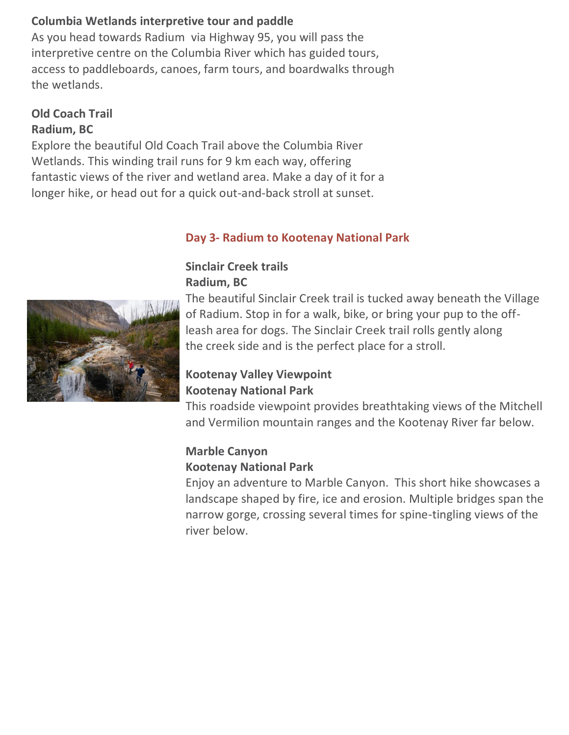**Columbia Wetlands interpretive tour and paddle**

As you head towards Radium via Highway 95, you will pass the interpretive centre on the Columbia River which has guided tours, access to paddleboards, canoes, farm tours, and boardwalks through the wetlands.

**Old Coach Trail**
**Radium, BC**

Explore the beautiful Old Coach Trail above the Columbia River Wetlands. This winding trail runs for 9 km each way, offering fantastic views of the river and wetland area. Make a day of it for a longer hike, or head out for a quick out-and-back stroll at sunset.

## Day 3- Radium to Kootenay National Park

**Sinclair Creek trails**
**Radium, BC**

The beautiful Sinclair Creek trail is tucked away beneath the Village of Radium. Stop in for a walk, bike, or bring your pup to the off-leash area for dogs. The Sinclair Creek trail rolls gently along the creek side and is the perfect place for a stroll.

**Kootenay Valley Viewpoint**
**Kootenay National Park**

This roadside viewpoint provides breathtaking views of the Mitchell and Vermilion mountain ranges and the Kootenay River far below.

**Marble Canyon**
**Kootenay National Park**

Enjoy an adventure to Marble Canyon. This short hike showcases a landscape shaped by fire, ice and erosion. Multiple bridges span the narrow gorge, crossing several times for spine-tingling views of the river below.